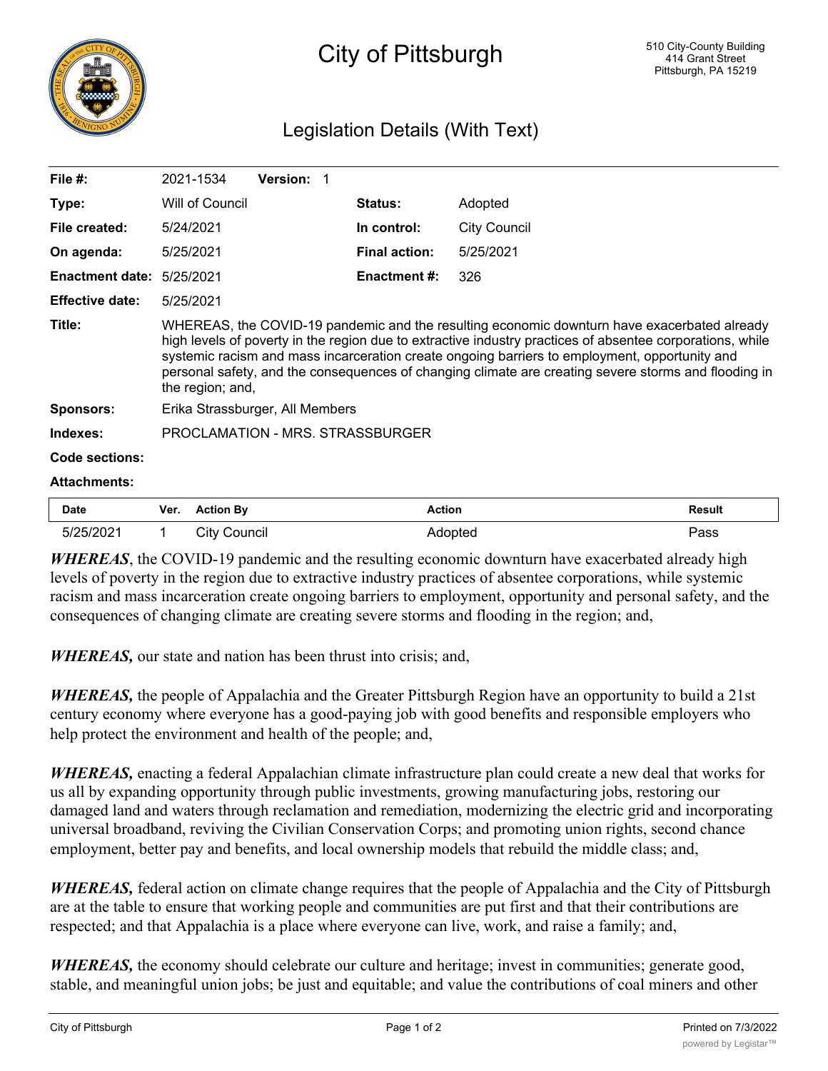# City of Pittsburgh

510 City-County Building
414 Grant Street
Pittsburgh, PA 15219

## Legislation Details (With Text)

| | | | |
|---|---|---|---|
| **File #:** | 2021-1534 **Version:** 1 | | |
| **Type:** | Will of Council | **Status:** | Adopted |
| **File created:** | 5/24/2021 | **In control:** | City Council |
| **On agenda:** | 5/25/2021 | **Final action:** | 5/25/2021 |
| **Enactment date:** | 5/25/2021 | **Enactment #:** | 326 |
| **Effective date:** | 5/25/2021 | | |

**Title:** WHEREAS, the COVID-19 pandemic and the resulting economic downturn have exacerbated already high levels of poverty in the region due to extractive industry practices of absentee corporations, while systemic racism and mass incarceration create ongoing barriers to employment, opportunity and personal safety, and the consequences of changing climate are creating severe storms and flooding in the region; and,

**Sponsors:** Erika Strassburger, All Members

**Indexes:** PROCLAMATION - MRS. STRASSBURGER

**Code sections:**

**Attachments:**

| Date | Ver. | Action By | Action | Result |
|---|---|---|---|---|
| 5/25/2021 | 1 | City Council | Adopted | Pass |

***WHEREAS***, the COVID-19 pandemic and the resulting economic downturn have exacerbated already high levels of poverty in the region due to extractive industry practices of absentee corporations, while systemic racism and mass incarceration create ongoing barriers to employment, opportunity and personal safety, and the consequences of changing climate are creating severe storms and flooding in the region; and,

***WHEREAS,*** our state and nation has been thrust into crisis; and,

***WHEREAS,*** the people of Appalachia and the Greater Pittsburgh Region have an opportunity to build a 21st century economy where everyone has a good-paying job with good benefits and responsible employers who help protect the environment and health of the people; and,

***WHEREAS,*** enacting a federal Appalachian climate infrastructure plan could create a new deal that works for us all by expanding opportunity through public investments, growing manufacturing jobs, restoring our damaged land and waters through reclamation and remediation, modernizing the electric grid and incorporating universal broadband, reviving the Civilian Conservation Corps; and promoting union rights, second chance employment, better pay and benefits, and local ownership models that rebuild the middle class; and,

***WHEREAS,*** federal action on climate change requires that the people of Appalachia and the City of Pittsburgh are at the table to ensure that working people and communities are put first and that their contributions are respected; and that Appalachia is a place where everyone can live, work, and raise a family; and,

***WHEREAS,*** the economy should celebrate our culture and heritage; invest in communities; generate good, stable, and meaningful union jobs; be just and equitable; and value the contributions of coal miners and other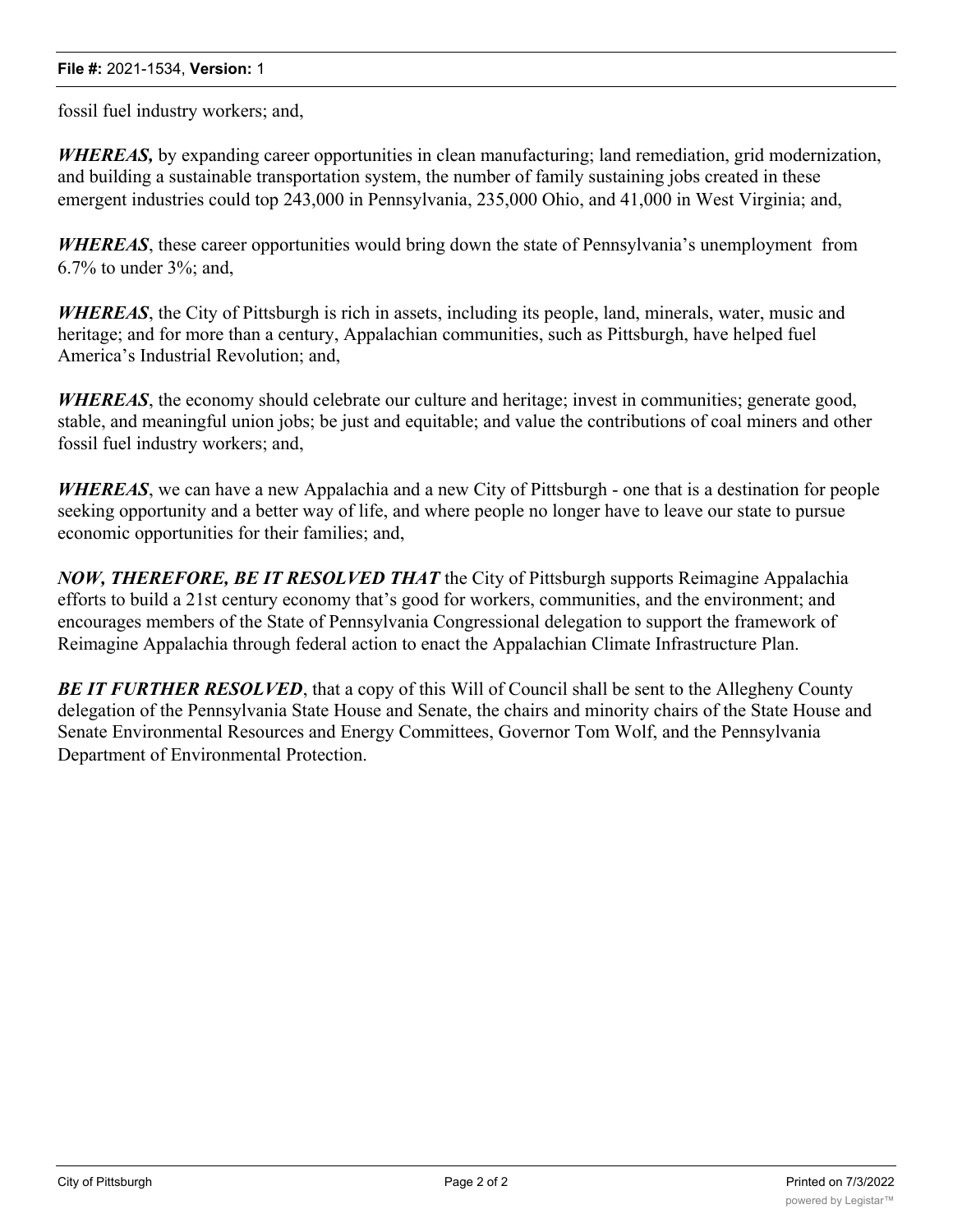fossil fuel industry workers; and,

***WHEREAS,*** by expanding career opportunities in clean manufacturing; land remediation, grid modernization, and building a sustainable transportation system, the number of family sustaining jobs created in these emergent industries could top 243,000 in Pennsylvania, 235,000 Ohio, and 41,000 in West Virginia; and,

***WHEREAS***, these career opportunities would bring down the state of Pennsylvania's unemployment from 6.7% to under 3%; and,

***WHEREAS***, the City of Pittsburgh is rich in assets, including its people, land, minerals, water, music and heritage; and for more than a century, Appalachian communities, such as Pittsburgh, have helped fuel America's Industrial Revolution; and,

***WHEREAS***, the economy should celebrate our culture and heritage; invest in communities; generate good, stable, and meaningful union jobs; be just and equitable; and value the contributions of coal miners and other fossil fuel industry workers; and,

***WHEREAS***, we can have a new Appalachia and a new City of Pittsburgh - one that is a destination for people seeking opportunity and a better way of life, and where people no longer have to leave our state to pursue economic opportunities for their families; and,

***NOW, THEREFORE, BE IT RESOLVED THAT*** the City of Pittsburgh supports Reimagine Appalachia efforts to build a 21st century economy that's good for workers, communities, and the environment; and encourages members of the State of Pennsylvania Congressional delegation to support the framework of Reimagine Appalachia through federal action to enact the Appalachian Climate Infrastructure Plan.

***BE IT FURTHER RESOLVED***, that a copy of this Will of Council shall be sent to the Allegheny County delegation of the Pennsylvania State House and Senate, the chairs and minority chairs of the State House and Senate Environmental Resources and Energy Committees, Governor Tom Wolf, and the Pennsylvania Department of Environmental Protection.